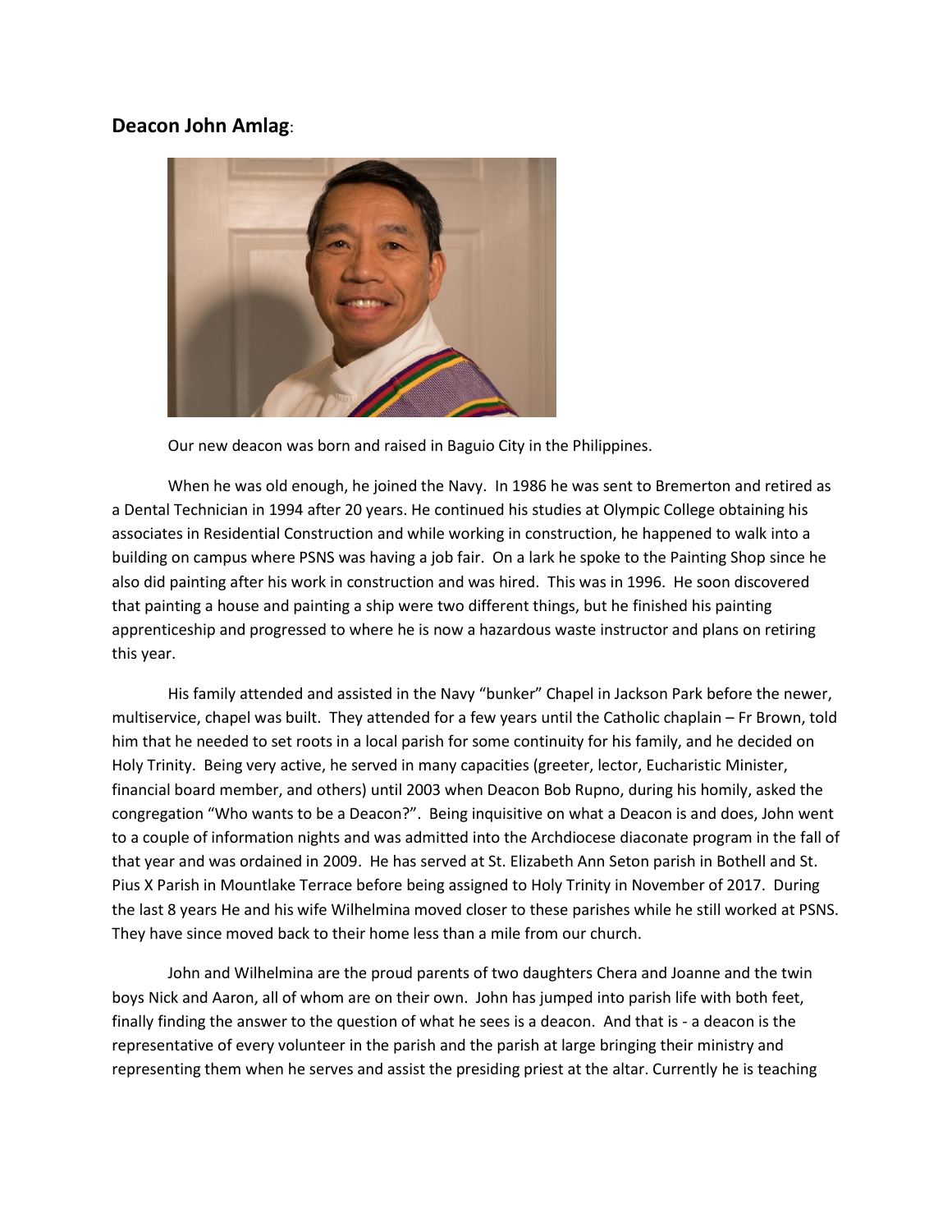**Deacon John Amlag**:

Our new deacon was born and raised in Baguio City in the Philippines.

When he was old enough, he joined the Navy. In 1986 he was sent to Bremerton and retired as a Dental Technician in 1994 after 20 years. He continued his studies at Olympic College obtaining his associates in Residential Construction and while working in construction, he happened to walk into a building on campus where PSNS was having a job fair. On a lark he spoke to the Painting Shop since he also did painting after his work in construction and was hired. This was in 1996. He soon discovered that painting a house and painting a ship were two different things, but he finished his painting apprenticeship and progressed to where he is now a hazardous waste instructor and plans on retiring this year.

His family attended and assisted in the Navy "bunker" Chapel in Jackson Park before the newer, multiservice, chapel was built. They attended for a few years until the Catholic chaplain – Fr Brown, told him that he needed to set roots in a local parish for some continuity for his family, and he decided on Holy Trinity. Being very active, he served in many capacities (greeter, lector, Eucharistic Minister, financial board member, and others) until 2003 when Deacon Bob Rupno, during his homily, asked the congregation "Who wants to be a Deacon?". Being inquisitive on what a Deacon is and does, John went to a couple of information nights and was admitted into the Archdiocese diaconate program in the fall of that year and was ordained in 2009. He has served at St. Elizabeth Ann Seton parish in Bothell and St. Pius X Parish in Mountlake Terrace before being assigned to Holy Trinity in November of 2017. During the last 8 years He and his wife Wilhelmina moved closer to these parishes while he still worked at PSNS. They have since moved back to their home less than a mile from our church.

John and Wilhelmina are the proud parents of two daughters Chera and Joanne and the twin boys Nick and Aaron, all of whom are on their own. John has jumped into parish life with both feet, finally finding the answer to the question of what he sees is a deacon. And that is - a deacon is the representative of every volunteer in the parish and the parish at large bringing their ministry and representing them when he serves and assist the presiding priest at the altar. Currently he is teaching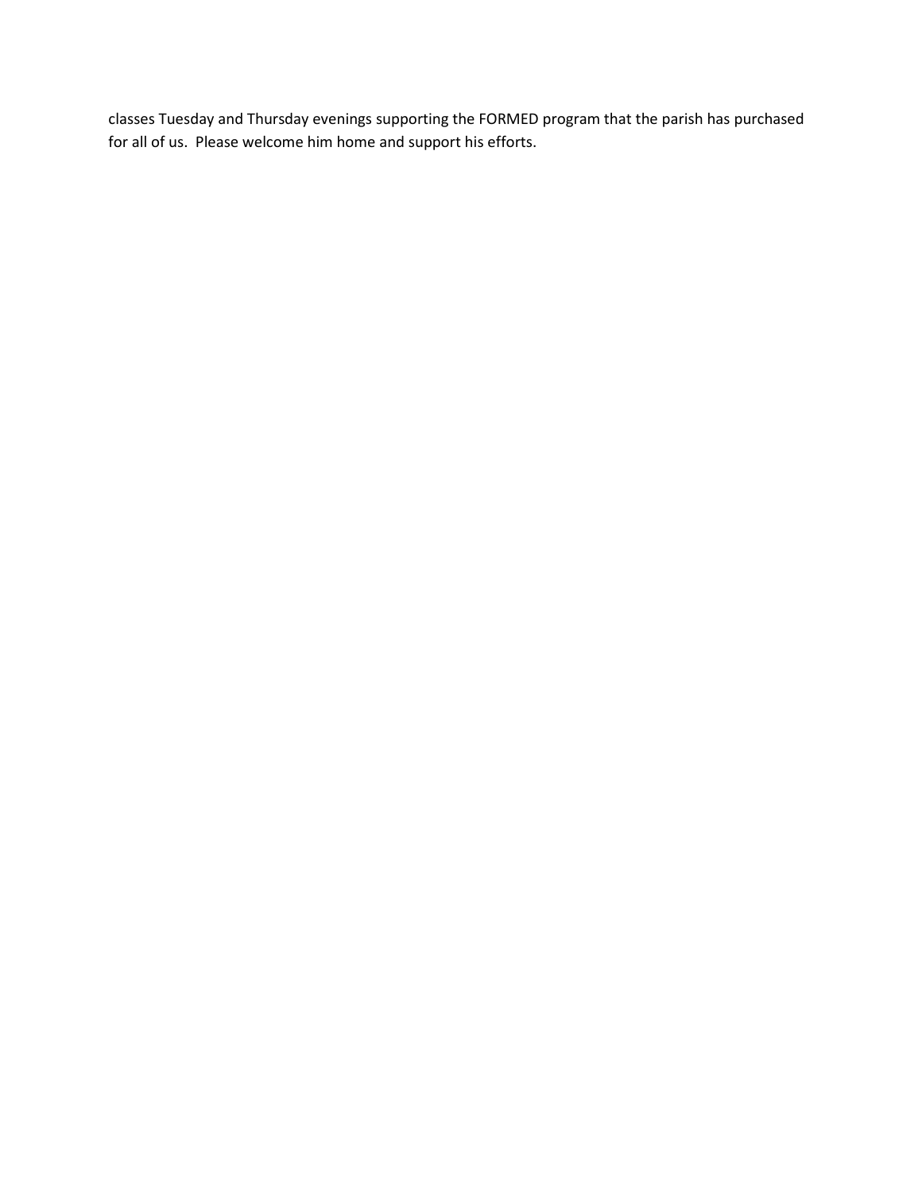classes Tuesday and Thursday evenings supporting the FORMED program that the parish has purchased for all of us.  Please welcome him home and support his efforts.